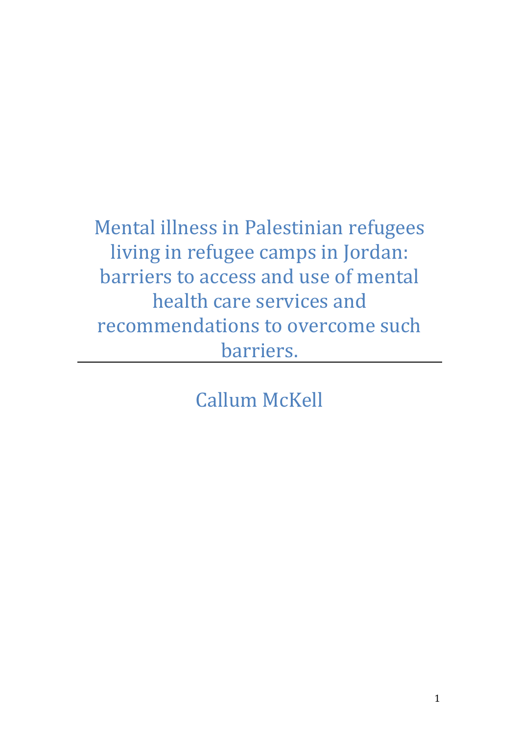# Mental illness in Palestinian refugees living in refugee camps in Jordan: barriers to access and use of mental health care services and recommendations to overcome such barriers.

Callum McKell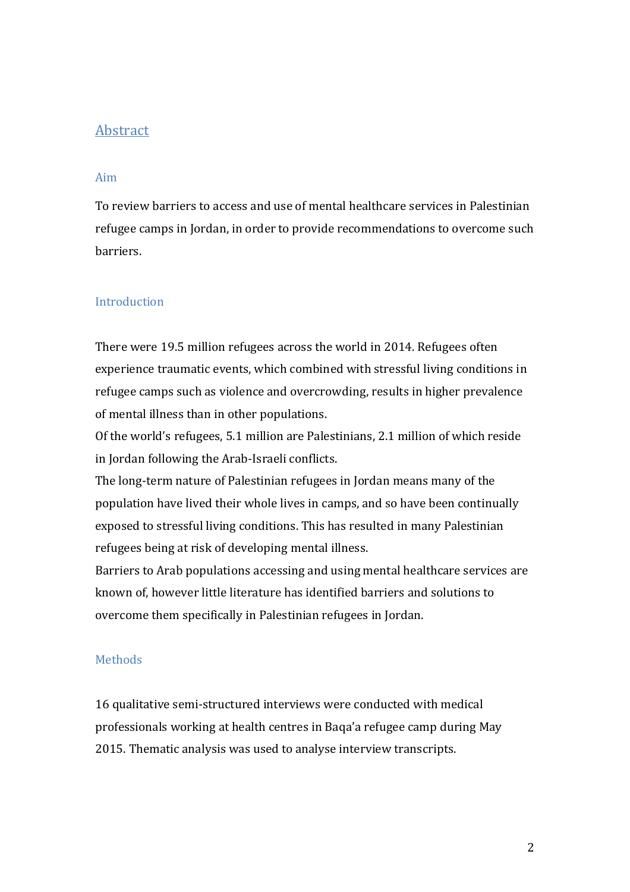# Abstract

## Aim

To review barriers to access and use of mental healthcare services in Palestinian refugee camps in Jordan, in order to provide recommendations to overcome such barriers.

## Introduction

There were 19.5 million refugees across the world in 2014. Refugees often experience traumatic events, which combined with stressful living conditions in refugee camps such as violence and overcrowding, results in higher prevalence of mental illness than in other populations.

Of the world's refugees, 5.1 million are Palestinians, 2.1 million of which reside in Jordan following the Arab-Israeli conflicts.

The long-term nature of Palestinian refugees in Jordan means many of the population have lived their whole lives in camps, and so have been continually exposed to stressful living conditions. This has resulted in many Palestinian refugees being at risk of developing mental illness.

Barriers to Arab populations accessing and using mental healthcare services are known of, however little literature has identified barriers and solutions to overcome them specifically in Palestinian refugees in Jordan.

## Methods

16 qualitative semi-structured interviews were conducted with medical professionals working at health centres in Baqa'a refugee camp during May 2015. Thematic analysis was used to analyse interview transcripts.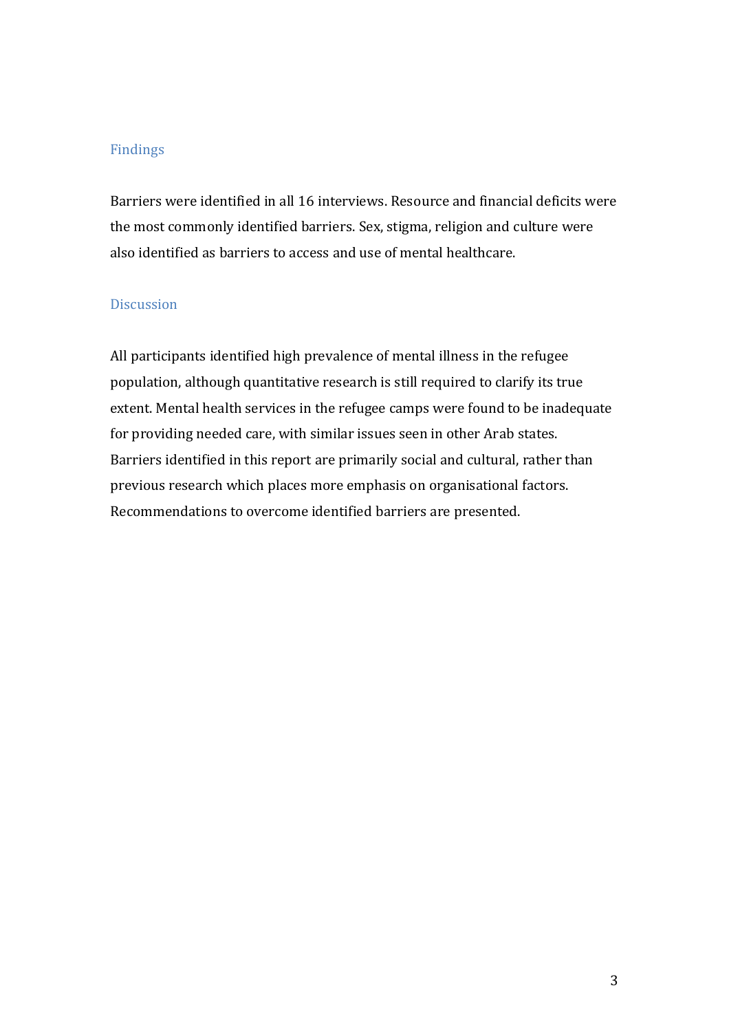### Findings

Barriers were identified in all 16 interviews. Resource and financial deficits were the most commonly identified barriers. Sex, stigma, religion and culture were also identified as barriers to access and use of mental healthcare.

### Discussion

All participants identified high prevalence of mental illness in the refugee population, although quantitative research is still required to clarify its true extent. Mental health services in the refugee camps were found to be inadequate for providing needed care, with similar issues seen in other Arab states. Barriers identified in this report are primarily social and cultural, rather than previous research which places more emphasis on organisational factors. Recommendations to overcome identified barriers are presented.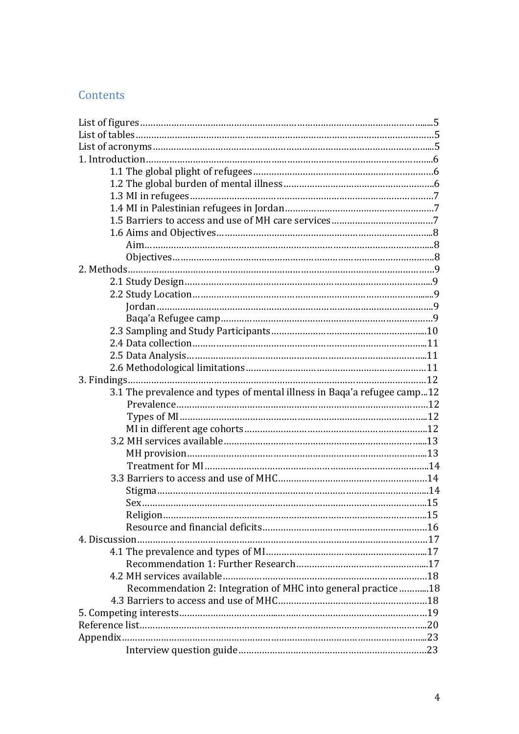## Contents

List of figures.....5
List of tables.....5
List of acronyms.....5
1. Introduction.....6
- 1.1 The global plight of refugees.....6
- 1.2 The global burden of mental illness.....6
- 1.3 MI in refugees.....7
- 1.4 MI in Palestinian refugees in Jordan.....7
- 1.5 Barriers to access and use of MH care services.....7
- 1.6 Aims and Objectives.....8
  - Aim.....8
  - Objectives.....8

2. Methods.....9
- 2.1 Study Design.....9
- 2.2 Study Location.....9
  - Jordan.....9
  - Baqa'a Refugee camp.....9
- 2.3 Sampling and Study Participants.....10
- 2.4 Data collection.....11
- 2.5 Data Analysis.....11
- 2.6 Methodological limitations.....11

3. Findings.....12
- 3.1 The prevalence and types of mental illness in Baqa'a refugee camp...12
  - Prevalence.....12
  - Types of MI.....12
  - MI in different age cohorts.....12
- 3.2 MH services available.....13
  - MH provision.....13
  - Treatment for MI.....14
- 3.3 Barriers to access and use of MHC.....14
  - Stigma.....14
  - Sex.....15
  - Religion.....15
  - Resource and financial deficits.....16

4. Discussion.....17
- 4.1 The prevalence and types of MI.....17
  - Recommendation 1: Further Research.....17
- 4.2 MH services available.....18
  - Recommendation 2: Integration of MHC into general practice.....18
- 4.3 Barriers to access and use of MHC.....18

5. Competing interests.....19
Reference list.....20
Appendix.....23
- Interview question guide.....23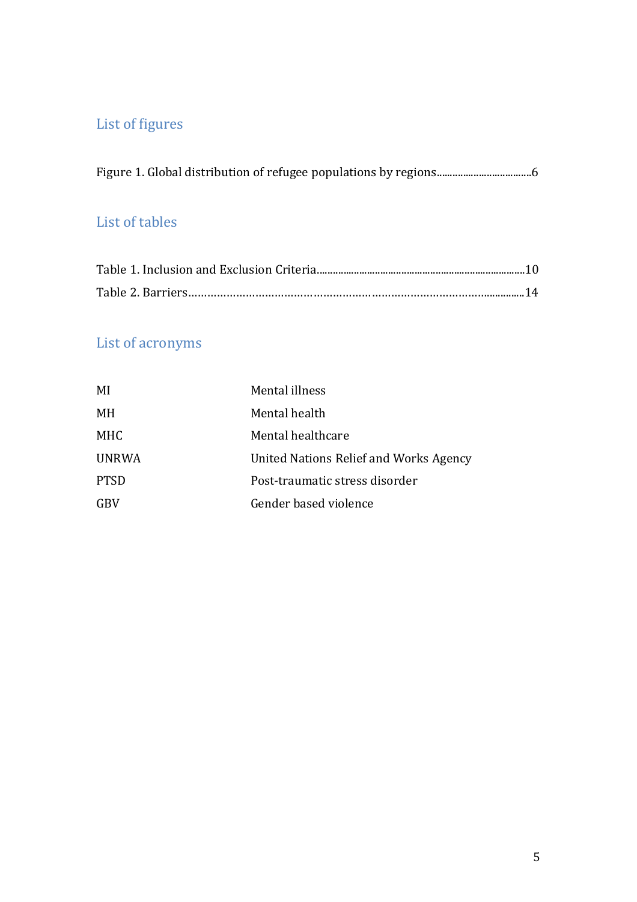## List of figures

Figure 1. Global distribution of refugee populations by regions....................................6

## List of tables

Table 1. Inclusion and Exclusion Criteria...............................................................................10

Table 2. Barriers…………………………………………………………………………………..............14

## List of acronyms

| | |
|---|---|
| MI | Mental illness |
| MH | Mental health |
| MHC | Mental healthcare |
| UNRWA | United Nations Relief and Works Agency |
| PTSD | Post-traumatic stress disorder |
| GBV | Gender based violence |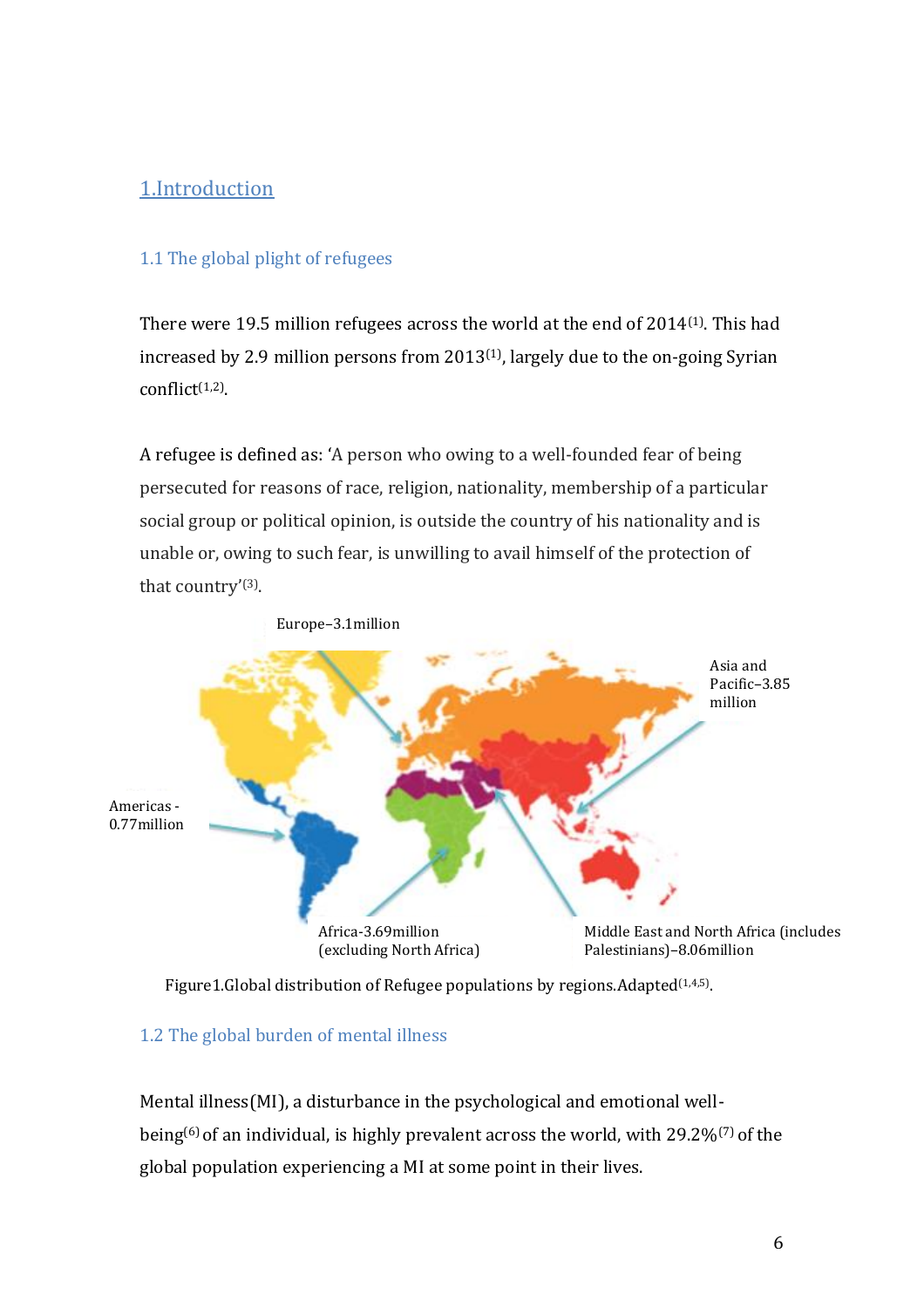# 1.Introduction

## 1.1 The global plight of refugees

There were 19.5 million refugees across the world at the end of 2014[1]. This had increased by 2.9 million persons from 2013[1], largely due to the on-going Syrian conflict[1,2].

A refugee is defined as: 'A person who owing to a well-founded fear of being persecuted for reasons of race, religion, nationality, membership of a particular social group or political opinion, is outside the country of his nationality and is unable or, owing to such fear, is unwilling to avail himself of the protection of that country'[3].

Europe–3.1million

Asia and Pacific–3.85 million

Americas - 0.77million

Africa-3.69million (excluding North Africa)

Middle East and North Africa (includes Palestinians)–8.06million

Figure1.Global distribution of Refugee populations by regions.Adapted[1,4,5].

## 1.2 The global burden of mental illness

Mental illness(MI), a disturbance in the psychological and emotional well-being[6] of an individual, is highly prevalent across the world, with 29.2%[7] of the global population experiencing a MI at some point in their lives.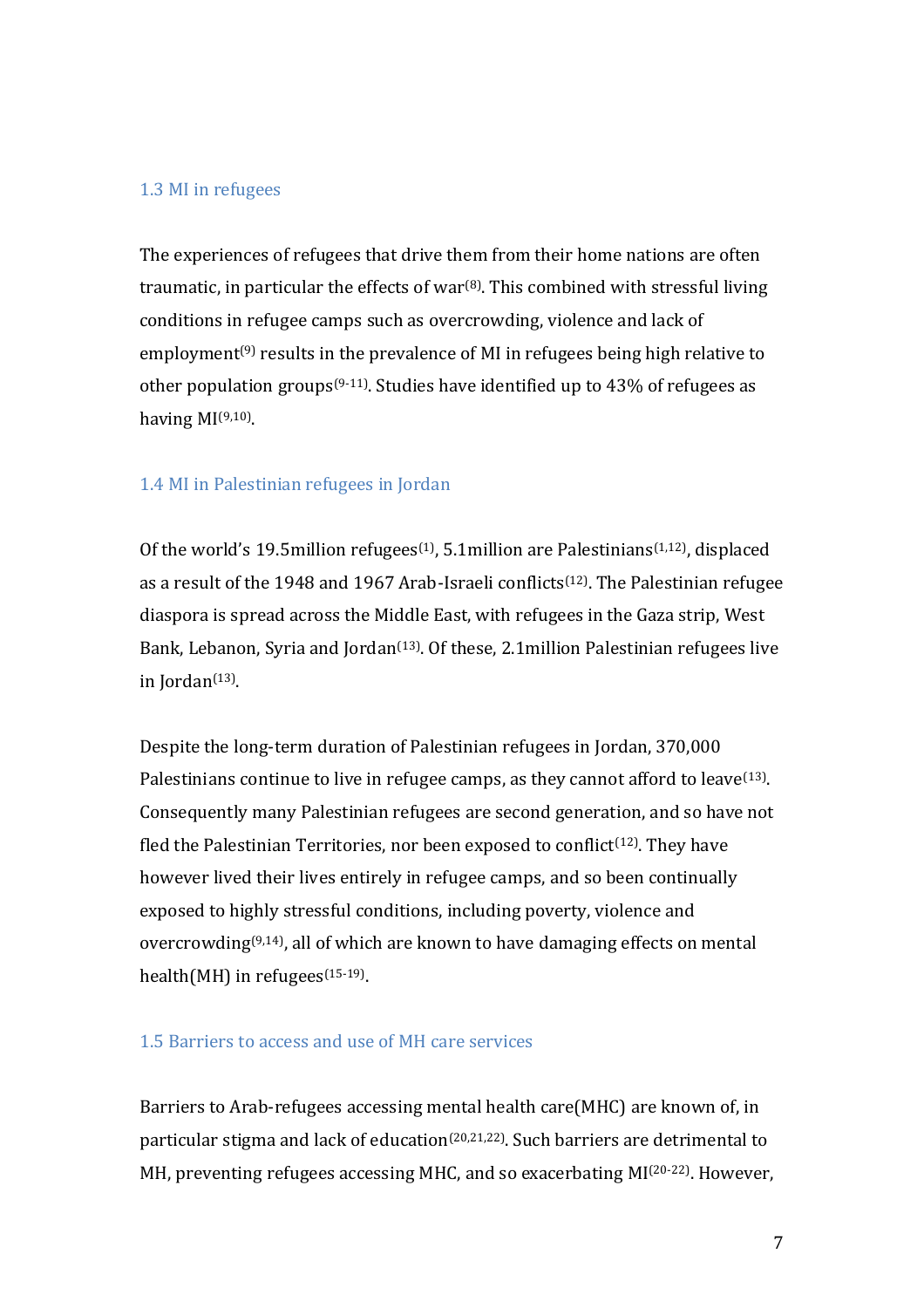### 1.3 MI in refugees

The experiences of refugees that drive them from their home nations are often traumatic, in particular the effects of war[8]. This combined with stressful living conditions in refugee camps such as overcrowding, violence and lack of employment[9] results in the prevalence of MI in refugees being high relative to other population groups[9-11]. Studies have identified up to 43% of refugees as having MI[9,10].

### 1.4 MI in Palestinian refugees in Jordan

Of the world's 19.5million refugees[1], 5.1million are Palestinians[1,12], displaced as a result of the 1948 and 1967 Arab-Israeli conflicts[12]. The Palestinian refugee diaspora is spread across the Middle East, with refugees in the Gaza strip, West Bank, Lebanon, Syria and Jordan[13]. Of these, 2.1million Palestinian refugees live in Jordan[13].

Despite the long-term duration of Palestinian refugees in Jordan, 370,000 Palestinians continue to live in refugee camps, as they cannot afford to leave[13]. Consequently many Palestinian refugees are second generation, and so have not fled the Palestinian Territories, nor been exposed to conflict[12]. They have however lived their lives entirely in refugee camps, and so been continually exposed to highly stressful conditions, including poverty, violence and overcrowding[9,14], all of which are known to have damaging effects on mental health(MH) in refugees[15-19].

### 1.5 Barriers to access and use of MH care services

Barriers to Arab-refugees accessing mental health care(MHC) are known of, in particular stigma and lack of education[20,21,22]. Such barriers are detrimental to MH, preventing refugees accessing MHC, and so exacerbating MI[20-22]. However,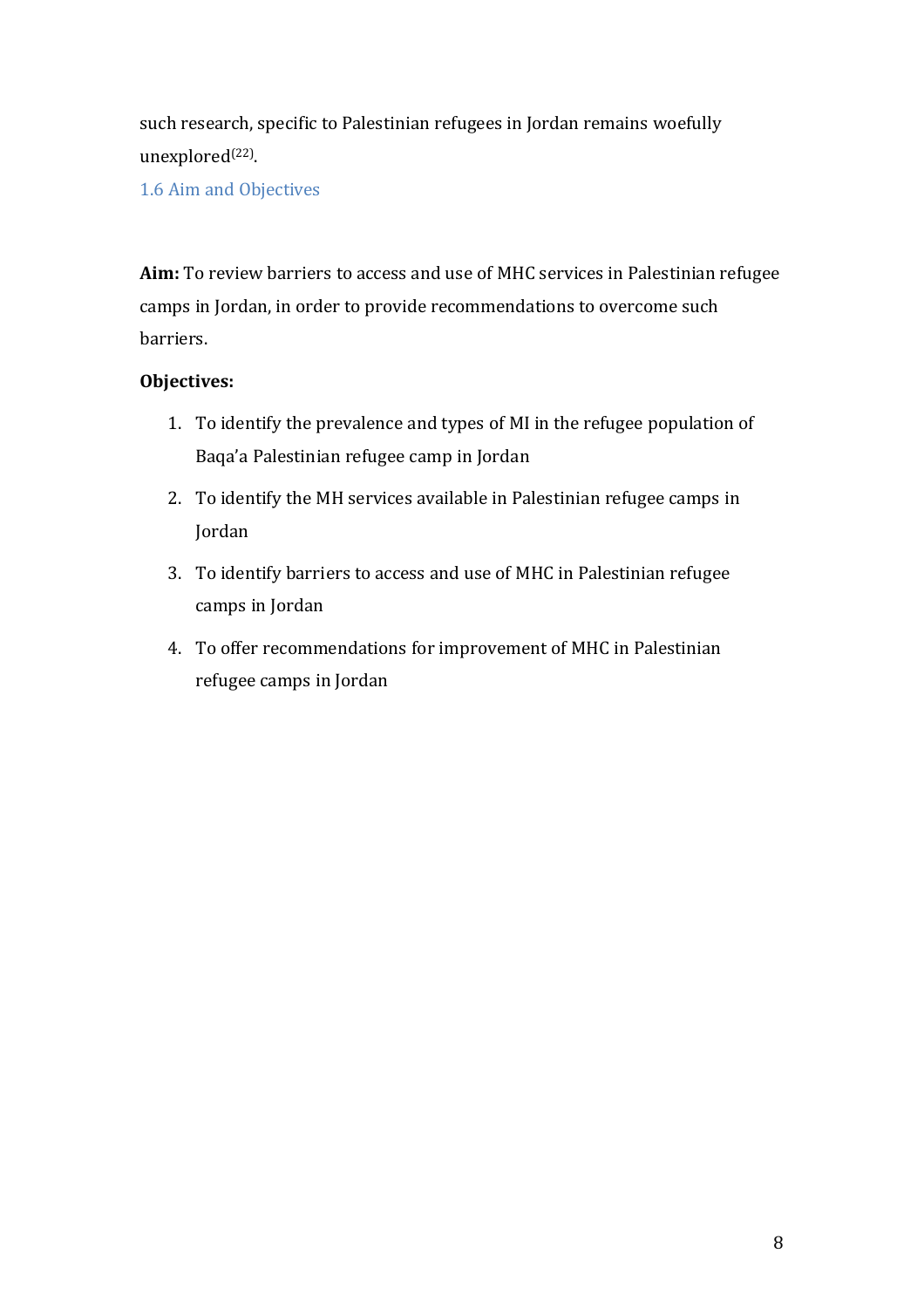such research, specific to Palestinian refugees in Jordan remains woefully unexplored[22].

## 1.6 Aim and Objectives

**Aim:** To review barriers to access and use of MHC services in Palestinian refugee camps in Jordan, in order to provide recommendations to overcome such barriers.

**Objectives:**

1. To identify the prevalence and types of MI in the refugee population of Baqa'a Palestinian refugee camp in Jordan
2. To identify the MH services available in Palestinian refugee camps in Jordan
3. To identify barriers to access and use of MHC in Palestinian refugee camps in Jordan
4. To offer recommendations for improvement of MHC in Palestinian refugee camps in Jordan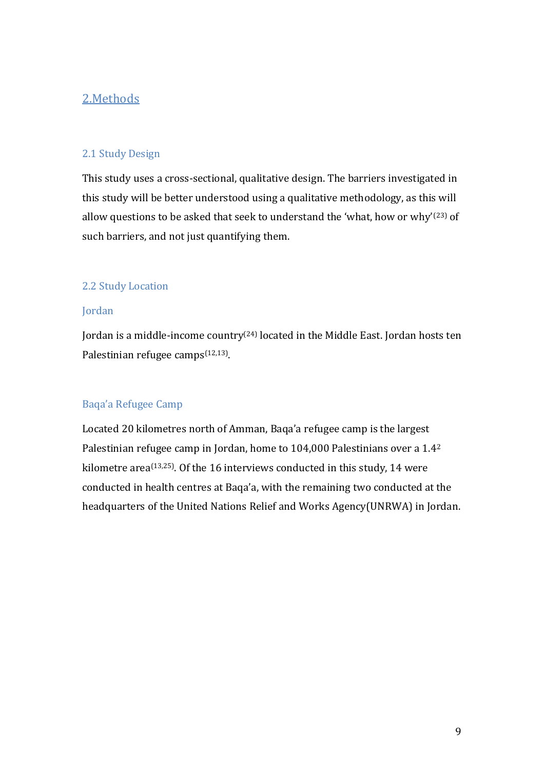## 2.Methods

### 2.1 Study Design

This study uses a cross-sectional, qualitative design. The barriers investigated in this study will be better understood using a qualitative methodology, as this will allow questions to be asked that seek to understand the 'what, how or why'[23] of such barriers, and not just quantifying them.

### 2.2 Study Location

#### Jordan

Jordan is a middle-income country[24] located in the Middle East. Jordan hosts ten Palestinian refugee camps[12,13].

#### Baqa'a Refugee Camp

Located 20 kilometres north of Amman, Baqa'a refugee camp is the largest Palestinian refugee camp in Jordan, home to 104,000 Palestinians over a $1.4^2$ kilometre area[13,25]. Of the 16 interviews conducted in this study, 14 were conducted in health centres at Baqa'a, with the remaining two conducted at the headquarters of the United Nations Relief and Works Agency(UNRWA) in Jordan.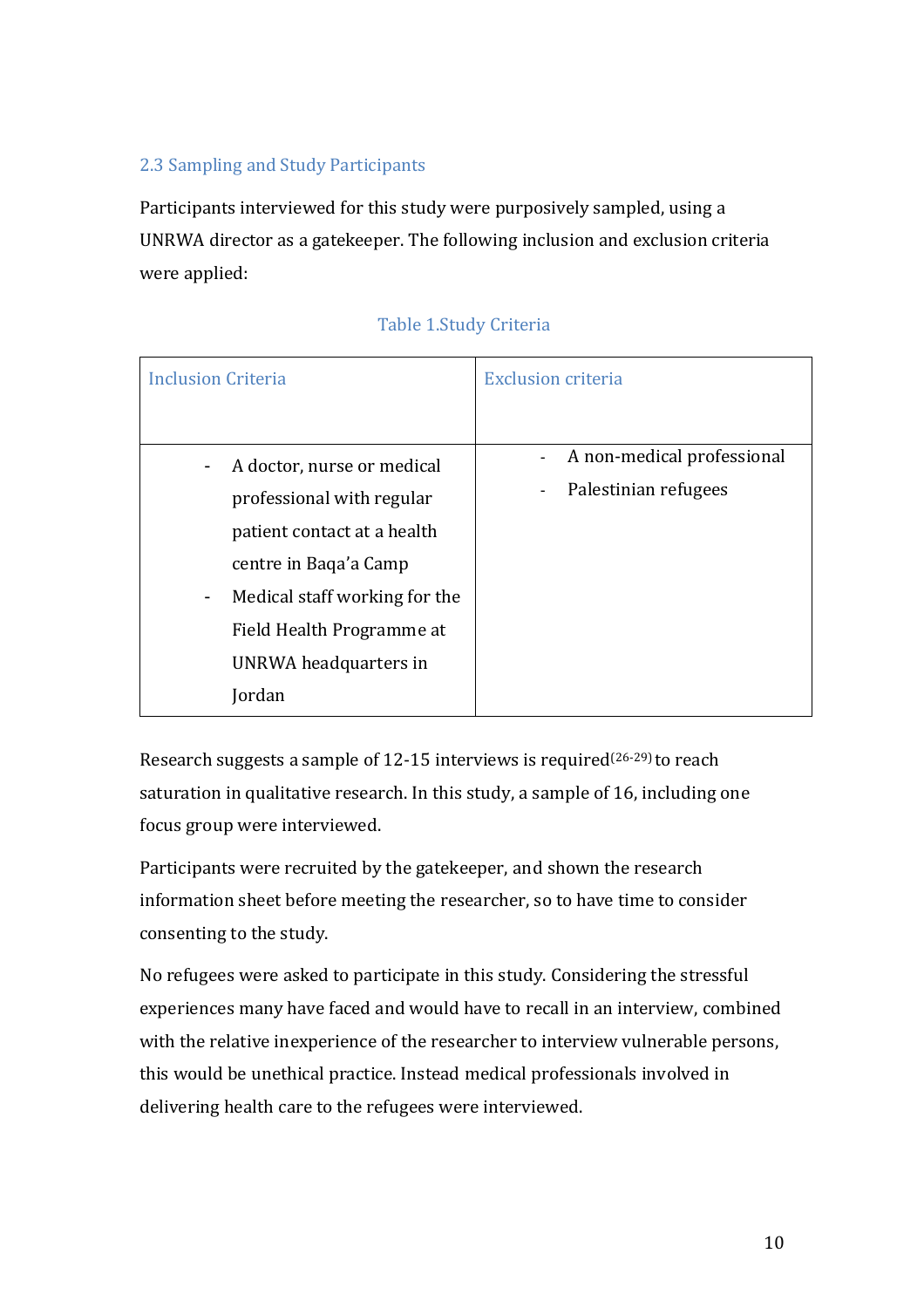### 2.3 Sampling and Study Participants

Participants interviewed for this study were purposively sampled, using a UNRWA director as a gatekeeper. The following inclusion and exclusion criteria were applied:

Table 1.Study Criteria

| Inclusion Criteria | Exclusion criteria |
|---|---|
| - A doctor, nurse or medical professional with regular patient contact at a health centre in Baqa'a Camp<br>- Medical staff working for the Field Health Programme at UNRWA headquarters in Jordan | - A non-medical professional<br>- Palestinian refugees |

Research suggests a sample of 12-15 interviews is required[26-29] to reach saturation in qualitative research. In this study, a sample of 16, including one focus group were interviewed.

Participants were recruited by the gatekeeper, and shown the research information sheet before meeting the researcher, so to have time to consider consenting to the study.

No refugees were asked to participate in this study. Considering the stressful experiences many have faced and would have to recall in an interview, combined with the relative inexperience of the researcher to interview vulnerable persons, this would be unethical practice. Instead medical professionals involved in delivering health care to the refugees were interviewed.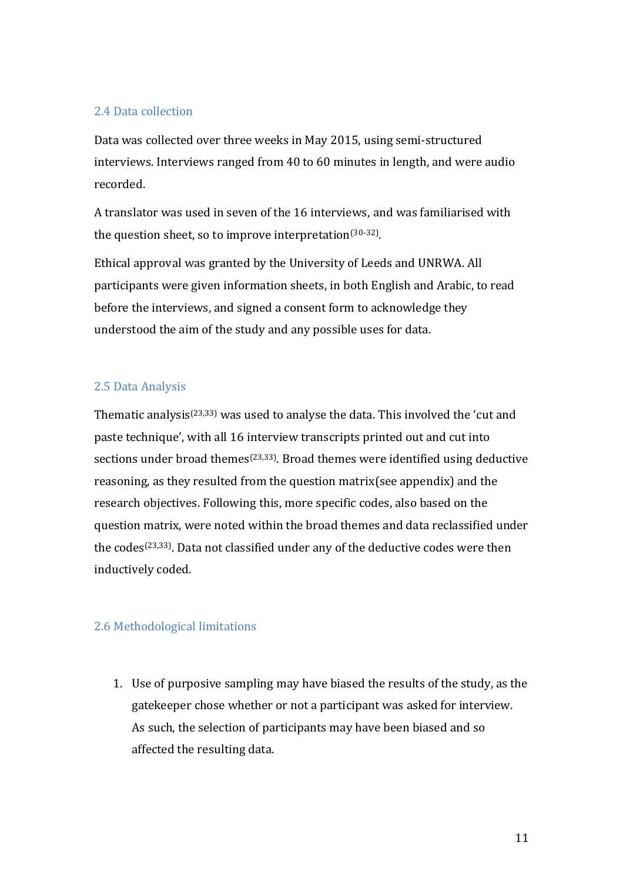## 2.4 Data collection

Data was collected over three weeks in May 2015, using semi-structured interviews. Interviews ranged from 40 to 60 minutes in length, and were audio recorded.

A translator was used in seven of the 16 interviews, and was familiarised with the question sheet, so to improve interpretation[30-32].

Ethical approval was granted by the University of Leeds and UNRWA. All participants were given information sheets, in both English and Arabic, to read before the interviews, and signed a consent form to acknowledge they understood the aim of the study and any possible uses for data.

## 2.5 Data Analysis

Thematic analysis[23,33] was used to analyse the data. This involved the 'cut and paste technique', with all 16 interview transcripts printed out and cut into sections under broad themes[23,33]. Broad themes were identified using deductive reasoning, as they resulted from the question matrix(see appendix) and the research objectives. Following this, more specific codes, also based on the question matrix, were noted within the broad themes and data reclassified under the codes[23,33]. Data not classified under any of the deductive codes were then inductively coded.

## 2.6 Methodological limitations

1. Use of purposive sampling may have biased the results of the study, as the gatekeeper chose whether or not a participant was asked for interview. As such, the selection of participants may have been biased and so affected the resulting data.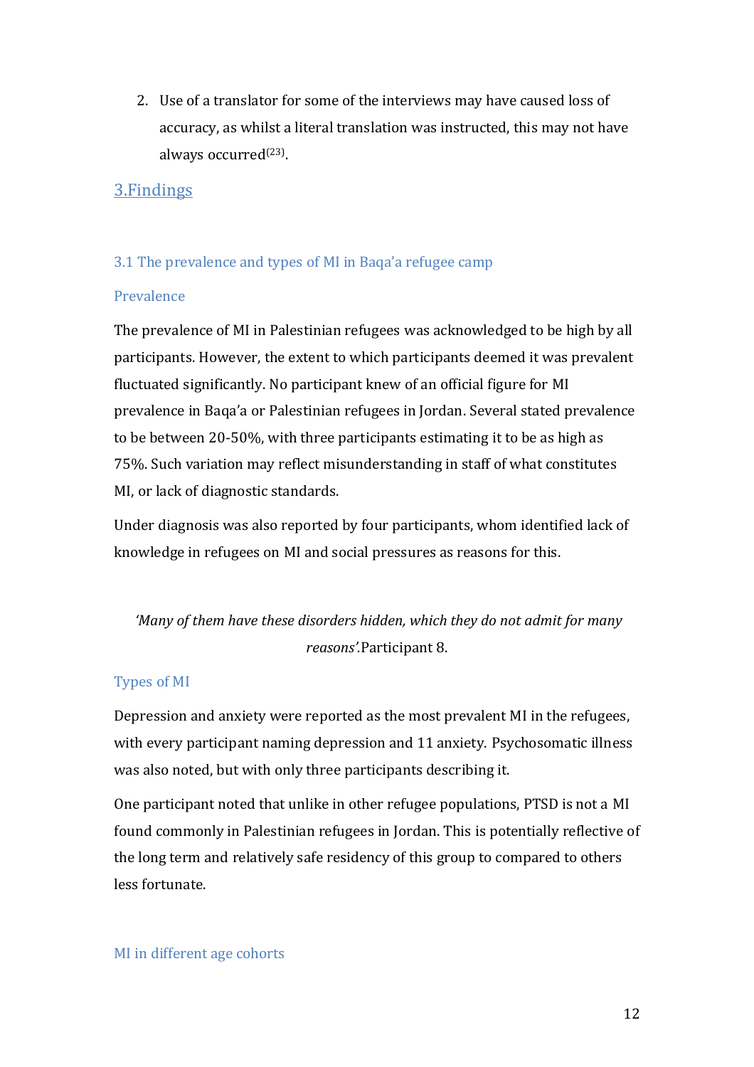2. Use of a translator for some of the interviews may have caused loss of accuracy, as whilst a literal translation was instructed, this may not have always occurred[23].

## 3.Findings

### 3.1 The prevalence and types of MI in Baqa'a refugee camp

#### Prevalence

The prevalence of MI in Palestinian refugees was acknowledged to be high by all participants. However, the extent to which participants deemed it was prevalent fluctuated significantly. No participant knew of an official figure for MI prevalence in Baqa'a or Palestinian refugees in Jordan. Several stated prevalence to be between 20-50%, with three participants estimating it to be as high as 75%. Such variation may reflect misunderstanding in staff of what constitutes MI, or lack of diagnostic standards.

Under diagnosis was also reported by four participants, whom identified lack of knowledge in refugees on MI and social pressures as reasons for this.

*'Many of them have these disorders hidden, which they do not admit for many reasons'.*Participant 8.

#### Types of MI

Depression and anxiety were reported as the most prevalent MI in the refugees, with every participant naming depression and 11 anxiety. Psychosomatic illness was also noted, but with only three participants describing it.

One participant noted that unlike in other refugee populations, PTSD is not a MI found commonly in Palestinian refugees in Jordan. This is potentially reflective of the long term and relatively safe residency of this group to compared to others less fortunate.

#### MI in different age cohorts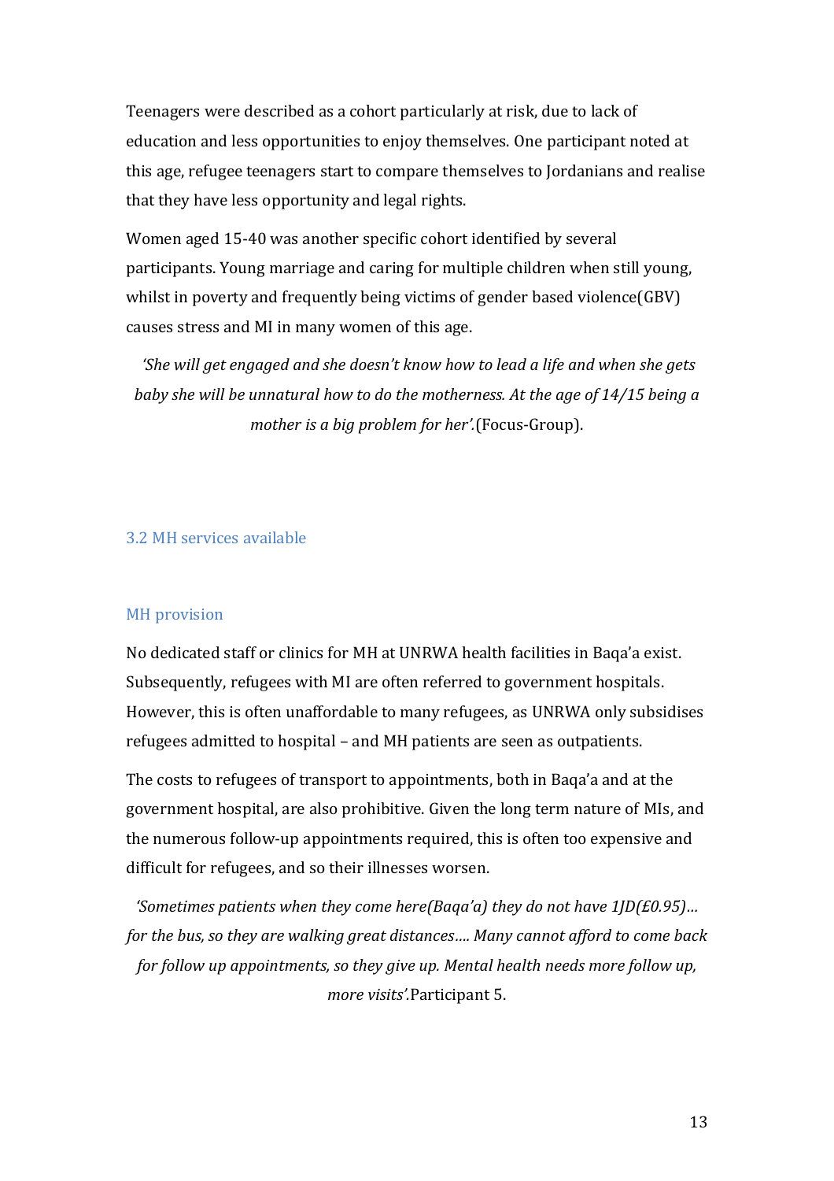Teenagers were described as a cohort particularly at risk, due to lack of education and less opportunities to enjoy themselves. One participant noted at this age, refugee teenagers start to compare themselves to Jordanians and realise that they have less opportunity and legal rights.

Women aged 15-40 was another specific cohort identified by several participants. Young marriage and caring for multiple children when still young, whilst in poverty and frequently being victims of gender based violence(GBV) causes stress and MI in many women of this age.

*'She will get engaged and she doesn't know how to lead a life and when she gets baby she will be unnatural how to do the motherness. At the age of 14/15 being a mother is a big problem for her'.*(Focus-Group).

### 3.2 MH services available

#### MH provision

No dedicated staff or clinics for MH at UNRWA health facilities in Baqa'a exist. Subsequently, refugees with MI are often referred to government hospitals. However, this is often unaffordable to many refugees, as UNRWA only subsidises refugees admitted to hospital – and MH patients are seen as outpatients.

The costs to refugees of transport to appointments, both in Baqa'a and at the government hospital, are also prohibitive. Given the long term nature of MIs, and the numerous follow-up appointments required, this is often too expensive and difficult for refugees, and so their illnesses worsen.

*'Sometimes patients when they come here(Baqa'a) they do not have 1JD(£0.95)... for the bus, so they are walking great distances.... Many cannot afford to come back for follow up appointments, so they give up. Mental health needs more follow up, more visits'.*Participant 5.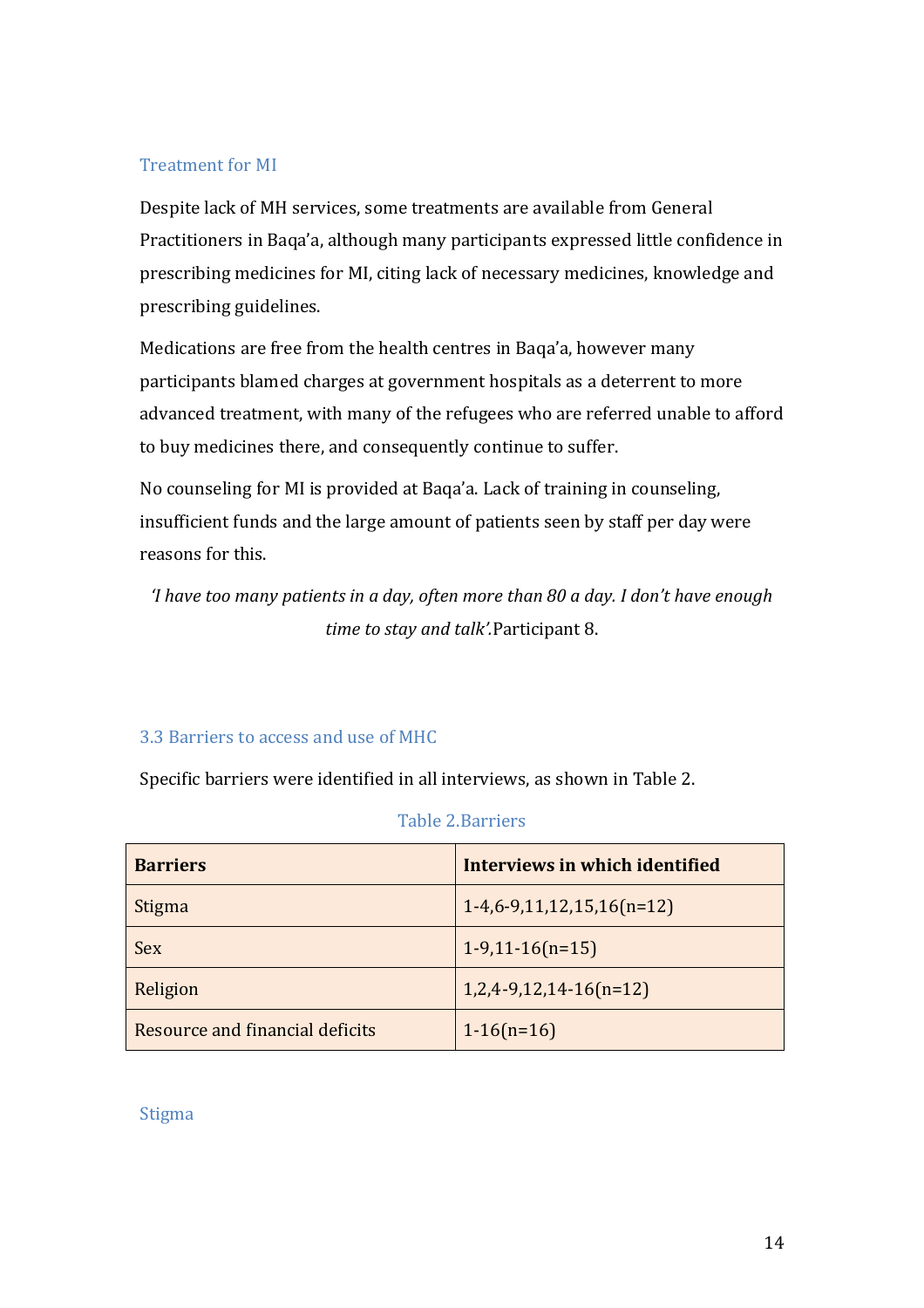### Treatment for MI

Despite lack of MH services, some treatments are available from General Practitioners in Baqa'a, although many participants expressed little confidence in prescribing medicines for MI, citing lack of necessary medicines, knowledge and prescribing guidelines.

Medications are free from the health centres in Baqa'a, however many participants blamed charges at government hospitals as a deterrent to more advanced treatment, with many of the refugees who are referred unable to afford to buy medicines there, and consequently continue to suffer.

No counseling for MI is provided at Baqa'a. Lack of training in counseling, insufficient funds and the large amount of patients seen by staff per day were reasons for this.

*'I have too many patients in a day, often more than 80 a day. I don't have enough time to stay and talk'.* Participant 8.

## 3.3 Barriers to access and use of MHC

Specific barriers were identified in all interviews, as shown in Table 2.

Table 2.Barriers

| Barriers | Interviews in which identified |
|---|---|
| Stigma | 1-4,6-9,11,12,15,16(n=12) |
| Sex | 1-9,11-16(n=15) |
| Religion | 1,2,4-9,12,14-16(n=12) |
| Resource and financial deficits | 1-16(n=16) |

### Stigma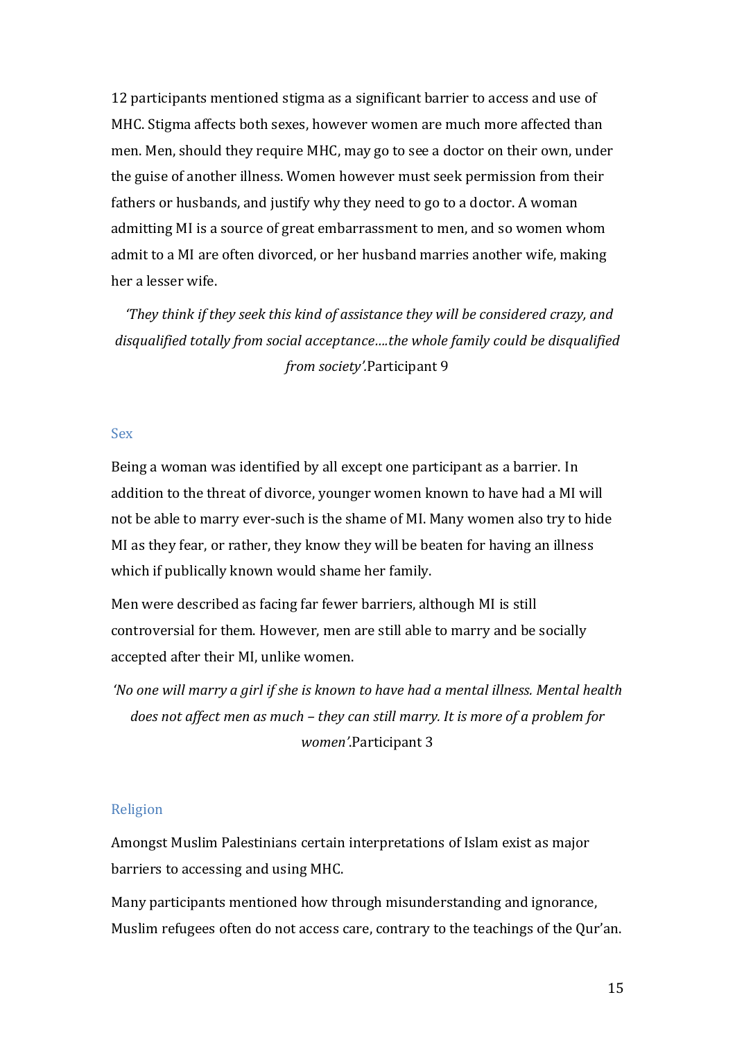12 participants mentioned stigma as a significant barrier to access and use of MHC. Stigma affects both sexes, however women are much more affected than men. Men, should they require MHC, may go to see a doctor on their own, under the guise of another illness. Women however must seek permission from their fathers or husbands, and justify why they need to go to a doctor. A woman admitting MI is a source of great embarrassment to men, and so women whom admit to a MI are often divorced, or her husband marries another wife, making her a lesser wife.

*'They think if they seek this kind of assistance they will be considered crazy, and disqualified totally from social acceptance….the whole family could be disqualified from society'.*Participant 9

### Sex

Being a woman was identified by all except one participant as a barrier. In addition to the threat of divorce, younger women known to have had a MI will not be able to marry ever-such is the shame of MI. Many women also try to hide MI as they fear, or rather, they know they will be beaten for having an illness which if publically known would shame her family.

Men were described as facing far fewer barriers, although MI is still controversial for them. However, men are still able to marry and be socially accepted after their MI, unlike women.

*'No one will marry a girl if she is known to have had a mental illness. Mental health does not affect men as much – they can still marry. It is more of a problem for women'.*Participant 3

### Religion

Amongst Muslim Palestinians certain interpretations of Islam exist as major barriers to accessing and using MHC.

Many participants mentioned how through misunderstanding and ignorance, Muslim refugees often do not access care, contrary to the teachings of the Qur'an.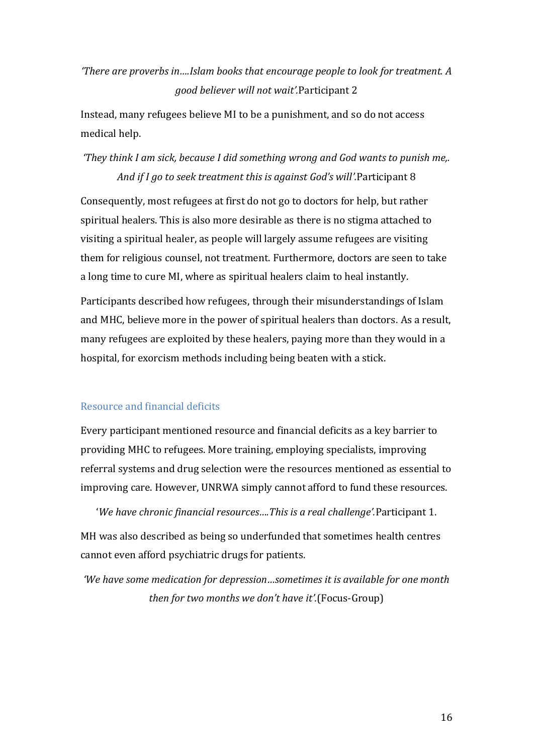*'There are proverbs in….Islam books that encourage people to look for treatment. A good believer will not wait'.*Participant 2

Instead, many refugees believe MI to be a punishment, and so do not access medical help.

*'They think I am sick, because I did something wrong and God wants to punish me,. And if I go to seek treatment this is against God's will'.*Participant 8

Consequently, most refugees at first do not go to doctors for help, but rather spiritual healers. This is also more desirable as there is no stigma attached to visiting a spiritual healer, as people will largely assume refugees are visiting them for religious counsel, not treatment. Furthermore, doctors are seen to take a long time to cure MI, where as spiritual healers claim to heal instantly.

Participants described how refugees, through their misunderstandings of Islam and MHC, believe more in the power of spiritual healers than doctors. As a result, many refugees are exploited by these healers, paying more than they would in a hospital, for exorcism methods including being beaten with a stick.

### Resource and financial deficits

Every participant mentioned resource and financial deficits as a key barrier to providing MHC to refugees. More training, employing specialists, improving referral systems and drug selection were the resources mentioned as essential to improving care. However, UNRWA simply cannot afford to fund these resources.

'*We have chronic financial resources….This is a real challenge'.*Participant 1.

MH was also described as being so underfunded that sometimes health centres cannot even afford psychiatric drugs for patients.

*'We have some medication for depression…sometimes it is available for one month then for two months we don't have it'.*(Focus-Group)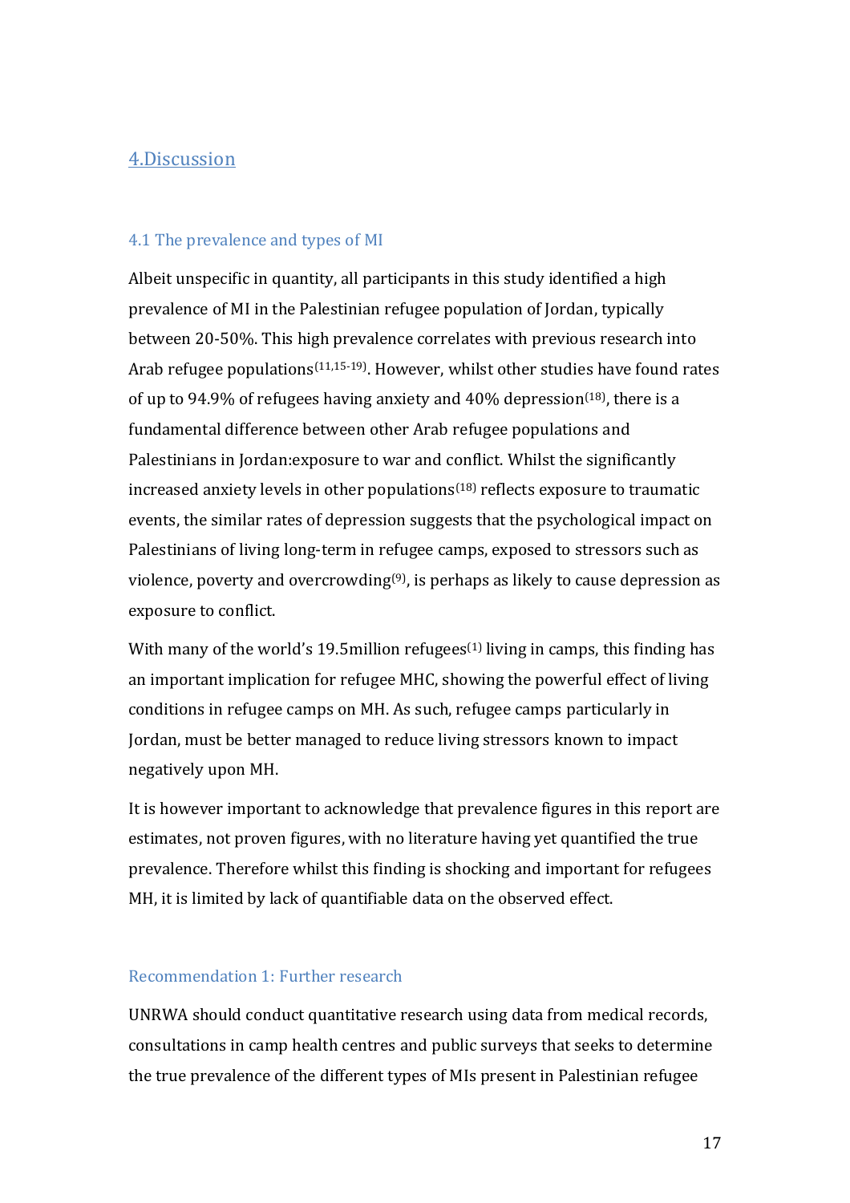# 4.Discussion

## 4.1 The prevalence and types of MI

Albeit unspecific in quantity, all participants in this study identified a high prevalence of MI in the Palestinian refugee population of Jordan, typically between 20-50%. This high prevalence correlates with previous research into Arab refugee populations[11,15-19]. However, whilst other studies have found rates of up to 94.9% of refugees having anxiety and 40% depression[18], there is a fundamental difference between other Arab refugee populations and Palestinians in Jordan:exposure to war and conflict. Whilst the significantly increased anxiety levels in other populations[18] reflects exposure to traumatic events, the similar rates of depression suggests that the psychological impact on Palestinians of living long-term in refugee camps, exposed to stressors such as violence, poverty and overcrowding[9], is perhaps as likely to cause depression as exposure to conflict.

With many of the world's 19.5million refugees[1] living in camps, this finding has an important implication for refugee MHC, showing the powerful effect of living conditions in refugee camps on MH. As such, refugee camps particularly in Jordan, must be better managed to reduce living stressors known to impact negatively upon MH.

It is however important to acknowledge that prevalence figures in this report are estimates, not proven figures, with no literature having yet quantified the true prevalence. Therefore whilst this finding is shocking and important for refugees MH, it is limited by lack of quantifiable data on the observed effect.

### Recommendation 1: Further research

UNRWA should conduct quantitative research using data from medical records, consultations in camp health centres and public surveys that seeks to determine the true prevalence of the different types of MIs present in Palestinian refugee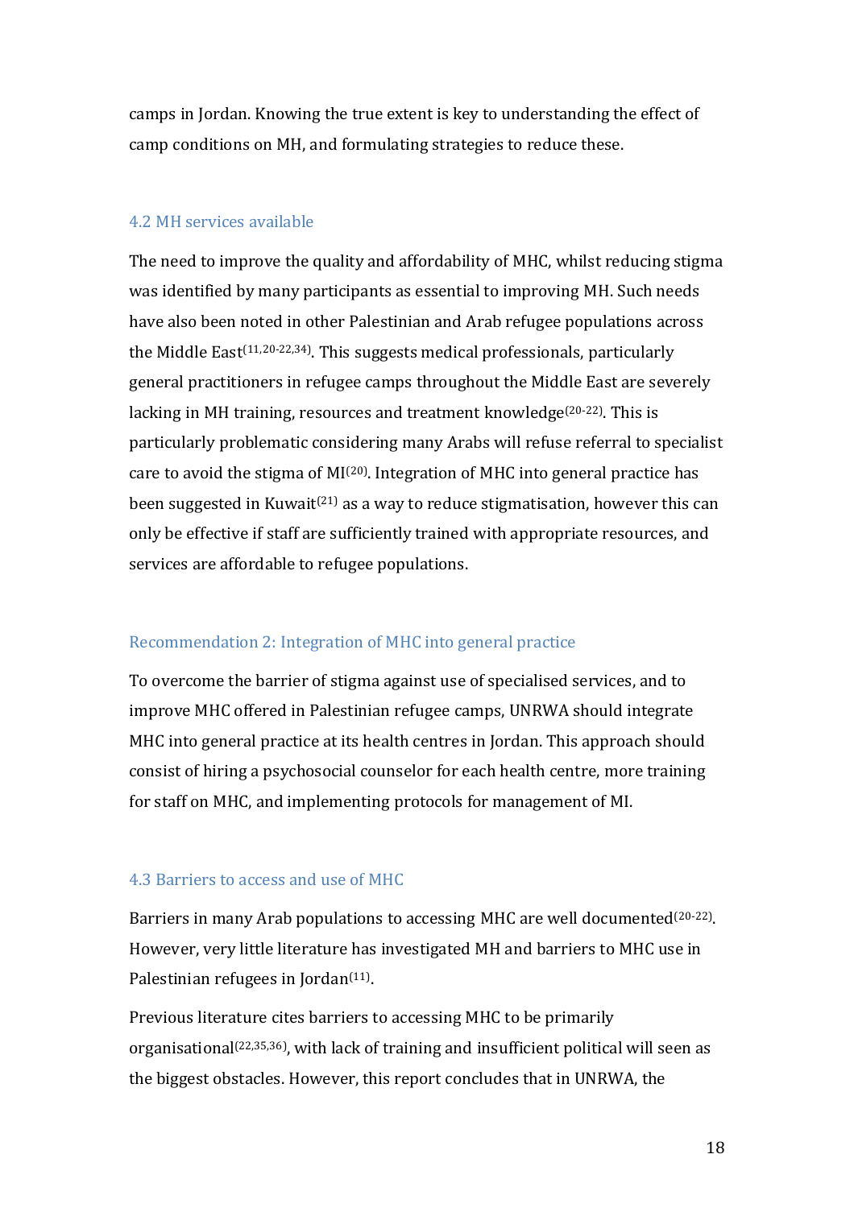camps in Jordan. Knowing the true extent is key to understanding the effect of camp conditions on MH, and formulating strategies to reduce these.

### 4.2 MH services available

The need to improve the quality and affordability of MHC, whilst reducing stigma was identified by many participants as essential to improving MH. Such needs have also been noted in other Palestinian and Arab refugee populations across the Middle East[11,20-22,34]. This suggests medical professionals, particularly general practitioners in refugee camps throughout the Middle East are severely lacking in MH training, resources and treatment knowledge[20-22]. This is particularly problematic considering many Arabs will refuse referral to specialist care to avoid the stigma of MI[20]. Integration of MHC into general practice has been suggested in Kuwait[21] as a way to reduce stigmatisation, however this can only be effective if staff are sufficiently trained with appropriate resources, and services are affordable to refugee populations.

### Recommendation 2: Integration of MHC into general practice

To overcome the barrier of stigma against use of specialised services, and to improve MHC offered in Palestinian refugee camps, UNRWA should integrate MHC into general practice at its health centres in Jordan. This approach should consist of hiring a psychosocial counselor for each health centre, more training for staff on MHC, and implementing protocols for management of MI.

### 4.3 Barriers to access and use of MHC

Barriers in many Arab populations to accessing MHC are well documented[20-22]. However, very little literature has investigated MH and barriers to MHC use in Palestinian refugees in Jordan[11].

Previous literature cites barriers to accessing MHC to be primarily organisational[22,35,36], with lack of training and insufficient political will seen as the biggest obstacles. However, this report concludes that in UNRWA, the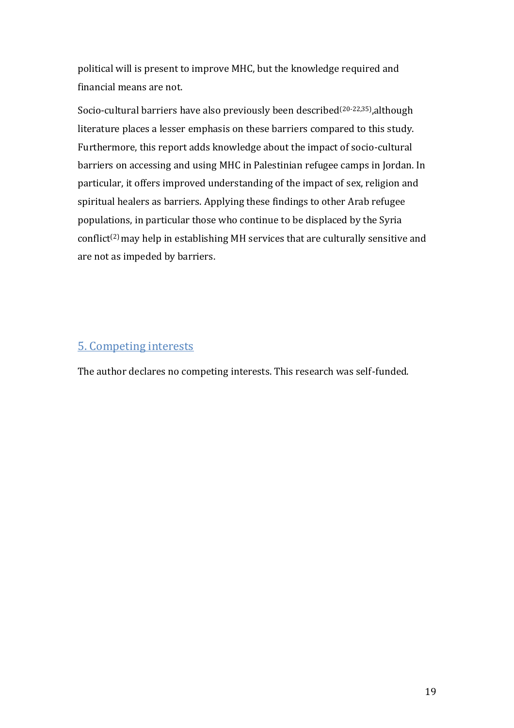political will is present to improve MHC, but the knowledge required and financial means are not.

Socio-cultural barriers have also previously been described[20-22,35],although literature places a lesser emphasis on these barriers compared to this study. Furthermore, this report adds knowledge about the impact of socio-cultural barriers on accessing and using MHC in Palestinian refugee camps in Jordan. In particular, it offers improved understanding of the impact of sex, religion and spiritual healers as barriers. Applying these findings to other Arab refugee populations, in particular those who continue to be displaced by the Syria conflict[2] may help in establishing MH services that are culturally sensitive and are not as impeded by barriers.

## 5. Competing interests

The author declares no competing interests. This research was self-funded.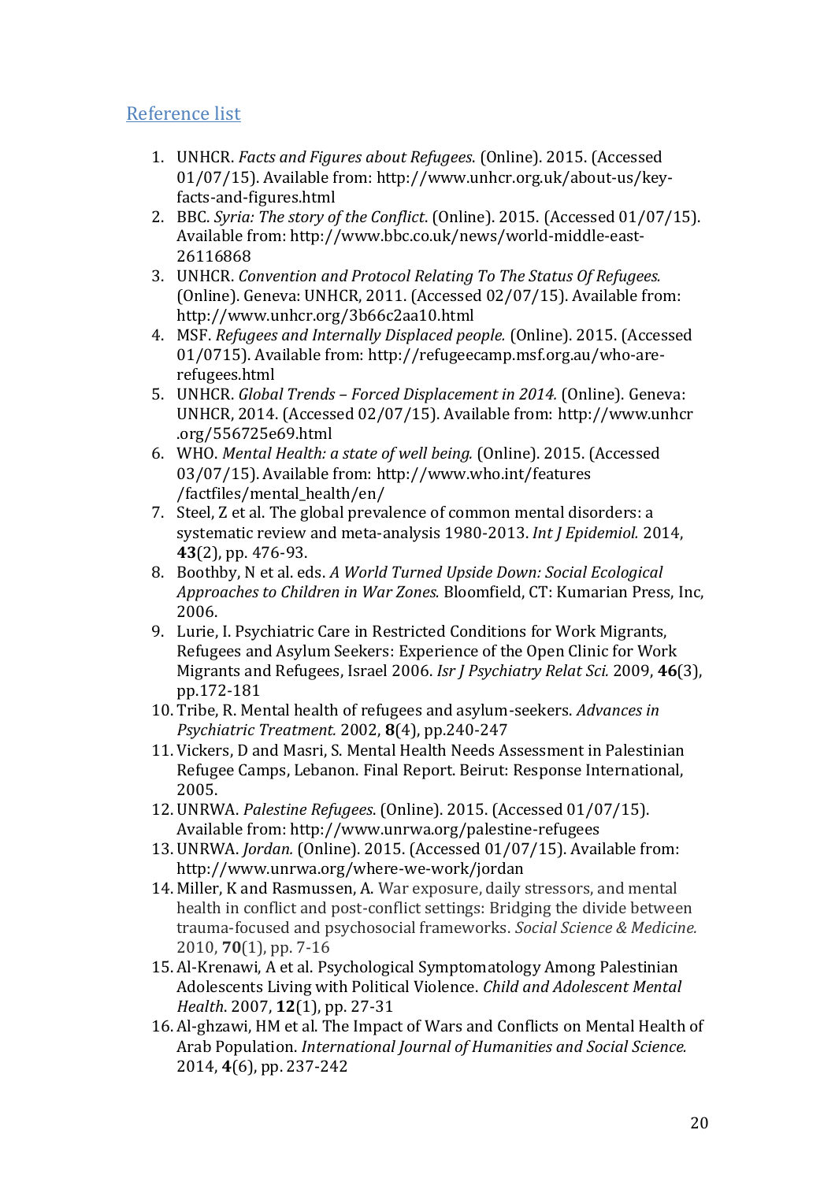## Reference list

1. UNHCR. *Facts and Figures about Refugees*. (Online). 2015. (Accessed 01/07/15). Available from: http://www.unhcr.org.uk/about-us/key-facts-and-figures.html
2. BBC. *Syria: The story of the Conflict*. (Online). 2015. (Accessed 01/07/15). Available from: http://www.bbc.co.uk/news/world-middle-east-26116868
3. UNHCR. *Convention and Protocol Relating To The Status Of Refugees.* (Online). Geneva: UNHCR, 2011. (Accessed 02/07/15). Available from: http://www.unhcr.org/3b66c2aa10.html
4. MSF. *Refugees and Internally Displaced people.* (Online). 2015. (Accessed 01/0715). Available from: http://refugeecamp.msf.org.au/who-are-refugees.html
5. UNHCR. *Global Trends – Forced Displacement in 2014.* (Online). Geneva: UNHCR, 2014. (Accessed 02/07/15). Available from: http://www.unhcr .org/556725e69.html
6. WHO. *Mental Health: a state of well being.* (Online). 2015. (Accessed 03/07/15). Available from: http://www.who.int/features /factfiles/mental_health/en/
7. Steel, Z et al. The global prevalence of common mental disorders: a systematic review and meta-analysis 1980-2013. *Int J Epidemiol.* 2014, **43**(2), pp. 476-93.
8. Boothby, N et al. eds. *A World Turned Upside Down: Social Ecological Approaches to Children in War Zones.* Bloomfield, CT: Kumarian Press, Inc, 2006.
9. Lurie, I. Psychiatric Care in Restricted Conditions for Work Migrants, Refugees and Asylum Seekers: Experience of the Open Clinic for Work Migrants and Refugees, Israel 2006. *Isr J Psychiatry Relat Sci.* 2009, **46**(3), pp.172-181
10. Tribe, R. Mental health of refugees and asylum-seekers. *Advances in Psychiatric Treatment.* 2002, **8**(4), pp.240-247
11. Vickers, D and Masri, S. Mental Health Needs Assessment in Palestinian Refugee Camps, Lebanon. Final Report. Beirut: Response International, 2005.
12. UNRWA. *Palestine Refugees*. (Online). 2015. (Accessed 01/07/15). Available from: http://www.unrwa.org/palestine-refugees
13. UNRWA. *Jordan.* (Online). 2015. (Accessed 01/07/15). Available from: http://www.unrwa.org/where-we-work/jordan
14. Miller, K and Rasmussen, A. War exposure, daily stressors, and mental health in conflict and post-conflict settings: Bridging the divide between trauma-focused and psychosocial frameworks. *Social Science & Medicine.* 2010, **70**(1), pp. 7-16
15. Al-Krenawi, A et al. Psychological Symptomatology Among Palestinian Adolescents Living with Political Violence. *Child and Adolescent Mental Health*. 2007, **12**(1), pp. 27-31
16. Al-ghzawi, HM et al. The Impact of Wars and Conflicts on Mental Health of Arab Population. *International Journal of Humanities and Social Science.* 2014, **4**(6), pp. 237-242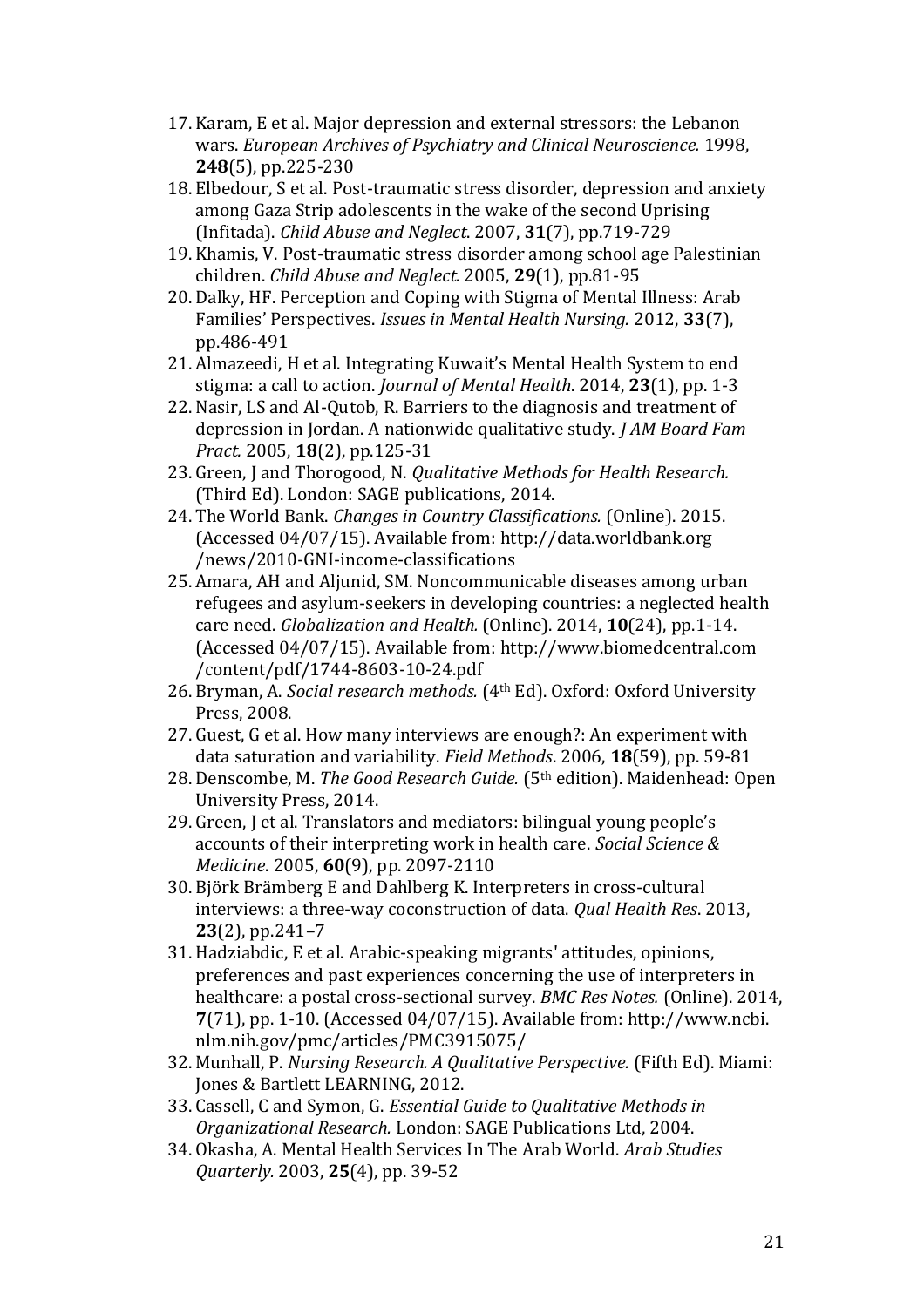17. Karam, E et al. Major depression and external stressors: the Lebanon wars. *European Archives of Psychiatry and Clinical Neuroscience.* 1998, **248**(5), pp.225-230
18. Elbedour, S et al. Post-traumatic stress disorder, depression and anxiety among Gaza Strip adolescents in the wake of the second Uprising (Infitada). *Child Abuse and Neglect*. 2007, **31**(7), pp.719-729
19. Khamis, V. Post-traumatic stress disorder among school age Palestinian children. *Child Abuse and Neglect.* 2005, **29**(1), pp.81-95
20. Dalky, HF. Perception and Coping with Stigma of Mental Illness: Arab Families' Perspectives. *Issues in Mental Health Nursing.* 2012, **33**(7), pp.486-491
21. Almazeedi, H et al. Integrating Kuwait's Mental Health System to end stigma: a call to action. *Journal of Mental Health*. 2014, **23**(1), pp. 1-3
22. Nasir, LS and Al-Qutob, R. Barriers to the diagnosis and treatment of depression in Jordan. A nationwide qualitative study. *J AM Board Fam Pract.* 2005, **18**(2), pp.125-31
23. Green, J and Thorogood, N. *Qualitative Methods for Health Research.* (Third Ed). London: SAGE publications, 2014.
24. The World Bank. *Changes in Country Classifications.* (Online). 2015. (Accessed 04/07/15). Available from: http://data.worldbank.org /news/2010-GNI-income-classifications
25. Amara, AH and Aljunid, SM. Noncommunicable diseases among urban refugees and asylum-seekers in developing countries: a neglected health care need. *Globalization and Health.* (Online). 2014, **10**(24), pp.1-14. (Accessed 04/07/15). Available from: http://www.biomedcentral.com /content/pdf/1744-8603-10-24.pdf
26. Bryman, A. *Social research methods.* (4th Ed). Oxford: Oxford University Press, 2008.
27. Guest, G et al. How many interviews are enough?: An experiment with data saturation and variability. *Field Methods*. 2006, **18**(59), pp. 59-81
28. Denscombe, M. *The Good Research Guide.* (5th edition). Maidenhead: Open University Press, 2014.
29. Green, J et al. Translators and mediators: bilingual young people's accounts of their interpreting work in health care. *Social Science & Medicine*. 2005, **60**(9), pp. 2097-2110
30. Björk Brämberg E and Dahlberg K. Interpreters in cross-cultural interviews: a three-way coconstruction of data. *Qual Health Res*. 2013, **23**(2), pp.241–7
31. Hadziabdic, E et al. Arabic-speaking migrants' attitudes, opinions, preferences and past experiences concerning the use of interpreters in healthcare: a postal cross-sectional survey. *BMC Res Notes.* (Online). 2014, **7**(71), pp. 1-10. (Accessed 04/07/15). Available from: http://www.ncbi. nlm.nih.gov/pmc/articles/PMC3915075/
32. Munhall, P. *Nursing Research. A Qualitative Perspective.* (Fifth Ed). Miami: Jones & Bartlett LEARNING, 2012.
33. Cassell, C and Symon, G. *Essential Guide to Qualitative Methods in Organizational Research.* London: SAGE Publications Ltd, 2004.
34. Okasha, A. Mental Health Services In The Arab World. *Arab Studies Quarterly.* 2003, **25**(4), pp. 39-52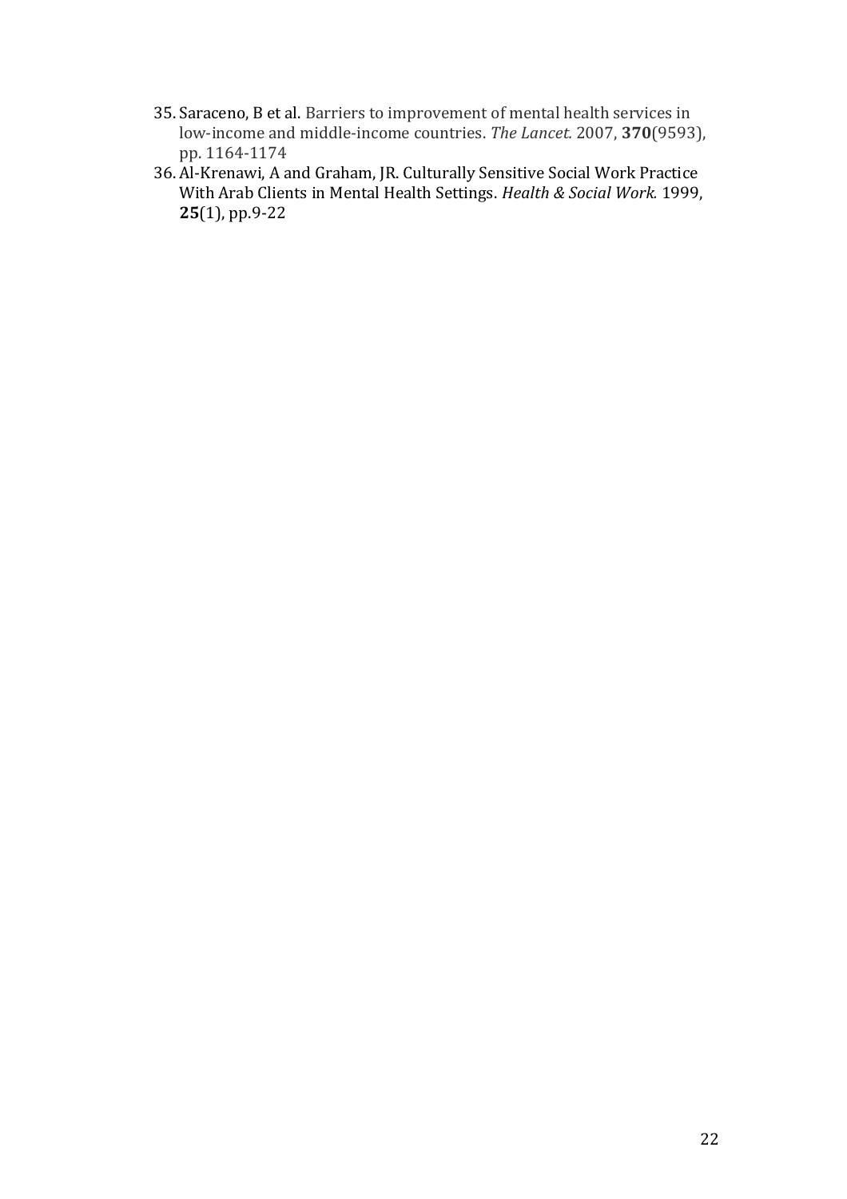35. Saraceno, B et al. Barriers to improvement of mental health services in low-income and middle-income countries. *The Lancet.* 2007, **370**(9593), pp. 1164-1174
36. Al-Krenawi, A and Graham, JR. Culturally Sensitive Social Work Practice With Arab Clients in Mental Health Settings. *Health & Social Work.* 1999, **25**(1), pp.9-22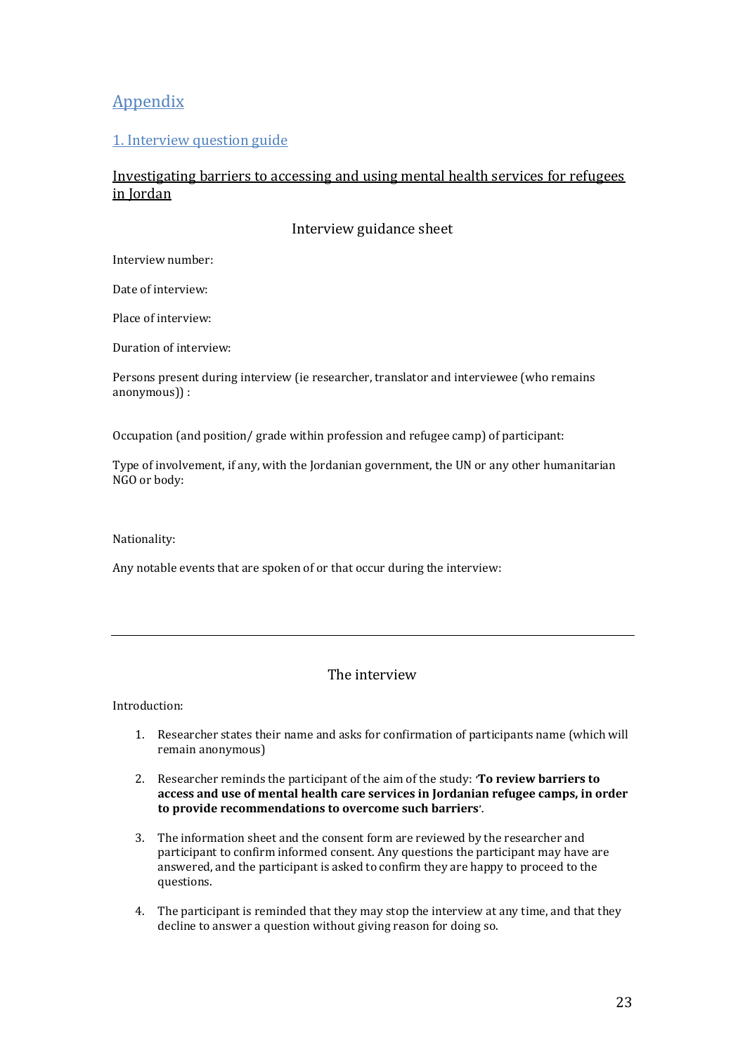# Appendix

## 1. Interview question guide

<u>Investigating barriers to accessing and using mental health services for refugees in Jordan</u>

### Interview guidance sheet

Interview number:

Date of interview:

Place of interview:

Duration of interview:

Persons present during interview (ie researcher, translator and interviewee (who remains anonymous)) :

Occupation (and position/ grade within profession and refugee camp) of participant:

Type of involvement, if any, with the Jordanian government, the UN or any other humanitarian NGO or body:

Nationality:

Any notable events that are spoken of or that occur during the interview:

---

### The interview

Introduction:

1. Researcher states their name and asks for confirmation of participants name (which will remain anonymous)
2. Researcher reminds the participant of the aim of the study: '**To review barriers to access and use of mental health care services in Jordanian refugee camps, in order to provide recommendations to overcome such barriers**'.
3. The information sheet and the consent form are reviewed by the researcher and participant to confirm informed consent. Any questions the participant may have are answered, and the participant is asked to confirm they are happy to proceed to the questions.
4. The participant is reminded that they may stop the interview at any time, and that they decline to answer a question without giving reason for doing so.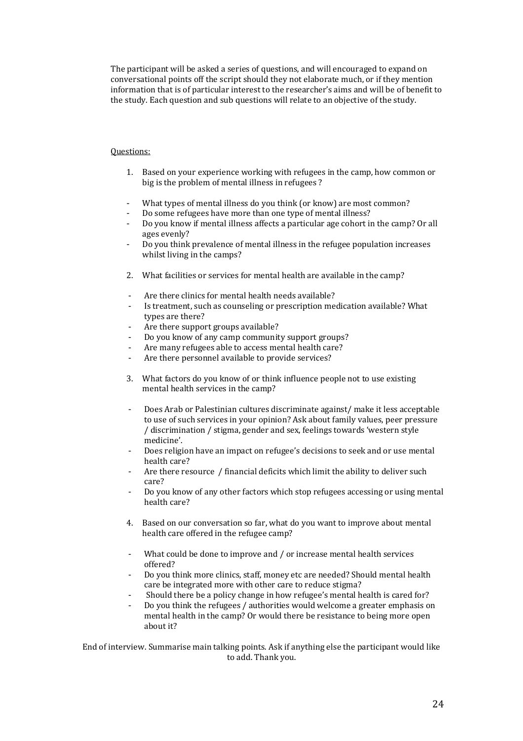The participant will be asked a series of questions, and will encouraged to expand on conversational points off the script should they not elaborate much, or if they mention information that is of particular interest to the researcher's aims and will be of benefit to the study. Each question and sub questions will relate to an objective of the study.

Questions:

1. Based on your experience working with refugees in the camp, how common or big is the problem of mental illness in refugees ?

- What types of mental illness do you think (or know) are most common?
- Do some refugees have more than one type of mental illness?
- Do you know if mental illness affects a particular age cohort in the camp? Or all ages evenly?
- Do you think prevalence of mental illness in the refugee population increases whilst living in the camps?

2. What facilities or services for mental health are available in the camp?

- Are there clinics for mental health needs available?
- Is treatment, such as counseling or prescription medication available? What types are there?
- Are there support groups available?
- Do you know of any camp community support groups?
- Are many refugees able to access mental health care?
- Are there personnel available to provide services?

3. What factors do you know of or think influence people not to use existing mental health services in the camp?

- Does Arab or Palestinian cultures discriminate against/ make it less acceptable to use of such services in your opinion? Ask about family values, peer pressure / discrimination / stigma, gender and sex, feelings towards 'western style medicine'.
- Does religion have an impact on refugee's decisions to seek and or use mental health care?
- Are there resource / financial deficits which limit the ability to deliver such care?
- Do you know of any other factors which stop refugees accessing or using mental health care?

4. Based on our conversation so far, what do you want to improve about mental health care offered in the refugee camp?

- What could be done to improve and / or increase mental health services offered?
- Do you think more clinics, staff, money etc are needed? Should mental health care be integrated more with other care to reduce stigma?
- Should there be a policy change in how refugee's mental health is cared for?
- Do you think the refugees / authorities would welcome a greater emphasis on mental health in the camp? Or would there be resistance to being more open about it?

End of interview. Summarise main talking points. Ask if anything else the participant would like to add. Thank you.